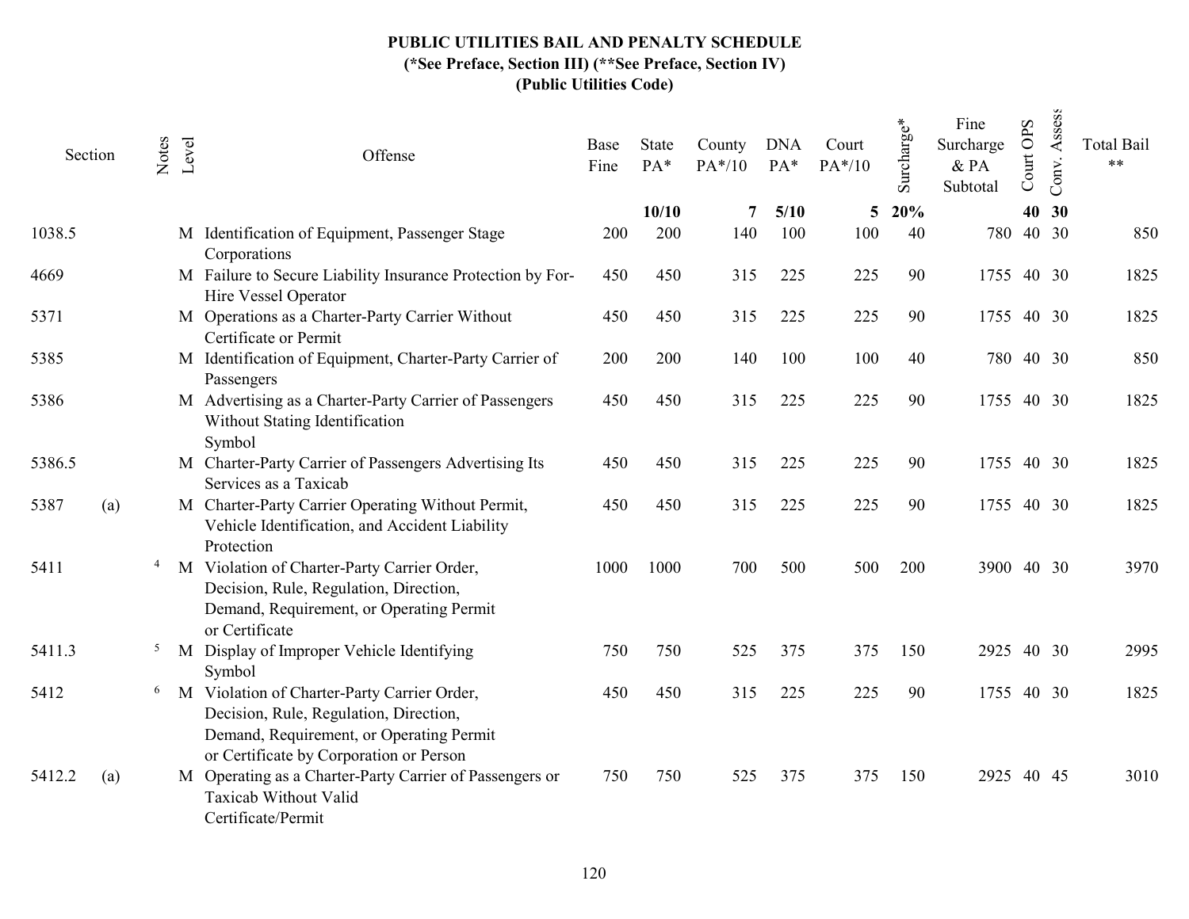# PUBLIC UTILITIES BAIL AND PENALTY SCHEDULE

**(*See Preface, Section III) (**See Preface, Section IV)**

**(Public Utilities Code)**

| Section | | Notes | Level | Offense | Base Fine | State PA* | County PA*/10 | DNA PA* | Court PA*/10 | Surcharge* | Fine Surcharge & PA Subtotal | Court OPS | Conv. Assess | Total Bail ** |
|---|---|---|---|---|---|---|---|---|---|---|---|---|---|---|
| | | | | | | **10/10** | **7** | **5/10** | **5** | **20%** | | **40** | **30** | |
| 1038.5 | | | M | Identification of Equipment, Passenger Stage Corporations | 200 | 200 | 140 | 100 | 100 | 40 | 780 | 40 | 30 | 850 |
| 4669 | | | M | Failure to Secure Liability Insurance Protection by For-Hire Vessel Operator | 450 | 450 | 315 | 225 | 225 | 90 | 1755 | 40 | 30 | 1825 |
| 5371 | | | M | Operations as a Charter-Party Carrier Without Certificate or Permit | 450 | 450 | 315 | 225 | 225 | 90 | 1755 | 40 | 30 | 1825 |
| 5385 | | | M | Identification of Equipment, Charter-Party Carrier of Passengers | 200 | 200 | 140 | 100 | 100 | 40 | 780 | 40 | 30 | 850 |
| 5386 | | | M | Advertising as a Charter-Party Carrier of Passengers Without Stating Identification Symbol | 450 | 450 | 315 | 225 | 225 | 90 | 1755 | 40 | 30 | 1825 |
| 5386.5 | | | M | Charter-Party Carrier of Passengers Advertising Its Services as a Taxicab | 450 | 450 | 315 | 225 | 225 | 90 | 1755 | 40 | 30 | 1825 |
| 5387 | (a) | | M | Charter-Party Carrier Operating Without Permit, Vehicle Identification, and Accident Liability Protection | 450 | 450 | 315 | 225 | 225 | 90 | 1755 | 40 | 30 | 1825 |
| 5411 | | 4 | M | Violation of Charter-Party Carrier Order, Decision, Rule, Regulation, Direction, Demand, Requirement, or Operating Permit or Certificate | 1000 | 1000 | 700 | 500 | 500 | 200 | 3900 | 40 | 30 | 3970 |
| 5411.3 | | 5 | M | Display of Improper Vehicle Identifying Symbol | 750 | 750 | 525 | 375 | 375 | 150 | 2925 | 40 | 30 | 2995 |
| 5412 | | 6 | M | Violation of Charter-Party Carrier Order, Decision, Rule, Regulation, Direction, Demand, Requirement, or Operating Permit or Certificate by Corporation or Person | 450 | 450 | 315 | 225 | 225 | 90 | 1755 | 40 | 30 | 1825 |
| 5412.2 | (a) | | M | Operating as a Charter-Party Carrier of Passengers or Taxicab Without Valid Certificate/Permit | 750 | 750 | 525 | 375 | 375 | 150 | 2925 | 40 | 45 | 3010 |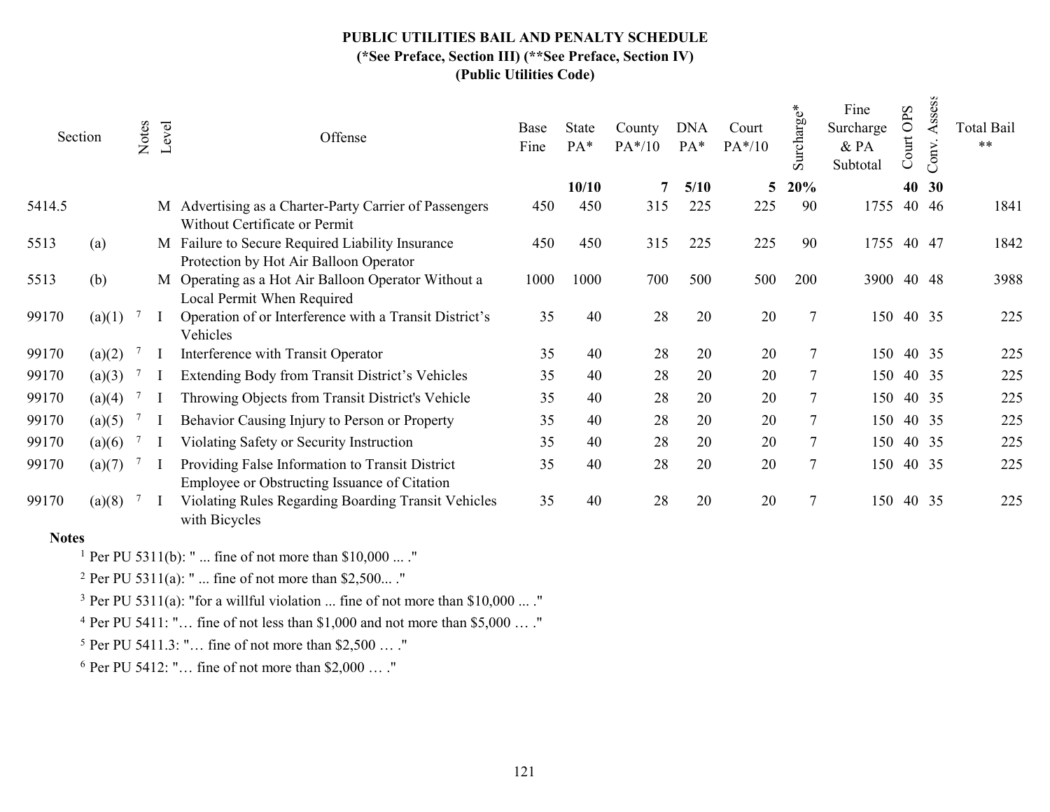**PUBLIC UTILITIES BAIL AND PENALTY SCHEDULE**
**(*See Preface, Section III) (**See Preface, Section IV)**
**(Public Utilities Code)**

| Section | | Notes | Level | Offense | Base Fine | State PA* | County PA*/10 | DNA PA* | Court PA*/10 | Surcharge* | Fine Surcharge & PA Subtotal | Court OPS | Conv. Assess | Total Bail ** |
|---|---|---|---|---|---|---|---|---|---|---|---|---|---|---|
| | | | | | | **10/10** | **7** | **5/10** | **5** | **20%** | | **40** | **30** | |
| 5414.5 | | | M | Advertising as a Charter-Party Carrier of Passengers Without Certificate or Permit | 450 | 450 | 315 | 225 | 225 | 90 | 1755 | 40 | 46 | 1841 |
| 5513 | (a) | | M | Failure to Secure Required Liability Insurance Protection by Hot Air Balloon Operator | 450 | 450 | 315 | 225 | 225 | 90 | 1755 | 40 | 47 | 1842 |
| 5513 | (b) | | M | Operating as a Hot Air Balloon Operator Without a Local Permit When Required | 1000 | 1000 | 700 | 500 | 500 | 200 | 3900 | 40 | 48 | 3988 |
| 99170 | (a)(1) | 7 | I | Operation of or Interference with a Transit District's Vehicles | 35 | 40 | 28 | 20 | 20 | 7 | 150 | 40 | 35 | 225 |
| 99170 | (a)(2) | 7 | I | Interference with Transit Operator | 35 | 40 | 28 | 20 | 20 | 7 | 150 | 40 | 35 | 225 |
| 99170 | (a)(3) | 7 | I | Extending Body from Transit District's Vehicles | 35 | 40 | 28 | 20 | 20 | 7 | 150 | 40 | 35 | 225 |
| 99170 | (a)(4) | 7 | I | Throwing Objects from Transit District's Vehicle | 35 | 40 | 28 | 20 | 20 | 7 | 150 | 40 | 35 | 225 |
| 99170 | (a)(5) | 7 | I | Behavior Causing Injury to Person or Property | 35 | 40 | 28 | 20 | 20 | 7 | 150 | 40 | 35 | 225 |
| 99170 | (a)(6) | 7 | I | Violating Safety or Security Instruction | 35 | 40 | 28 | 20 | 20 | 7 | 150 | 40 | 35 | 225 |
| 99170 | (a)(7) | 7 | I | Providing False Information to Transit District Employee or Obstructing Issuance of Citation | 35 | 40 | 28 | 20 | 20 | 7 | 150 | 40 | 35 | 225 |
| 99170 | (a)(8) | 7 | I | Violating Rules Regarding Boarding Transit Vehicles with Bicycles | 35 | 40 | 28 | 20 | 20 | 7 | 150 | 40 | 35 | 225 |

**Notes**

[1] Per PU 5311(b): " ... fine of not more than $10,000 ... ."

[2] Per PU 5311(a): " ... fine of not more than $2,500... ."

[3] Per PU 5311(a): "for a willful violation ... fine of not more than $10,000 ... ."

[4] Per PU 5411: "… fine of not less than $1,000 and not more than $5,000 … ."

[5] Per PU 5411.3: "… fine of not more than $2,500 … ."

[6] Per PU 5412: "… fine of not more than $2,000 … ."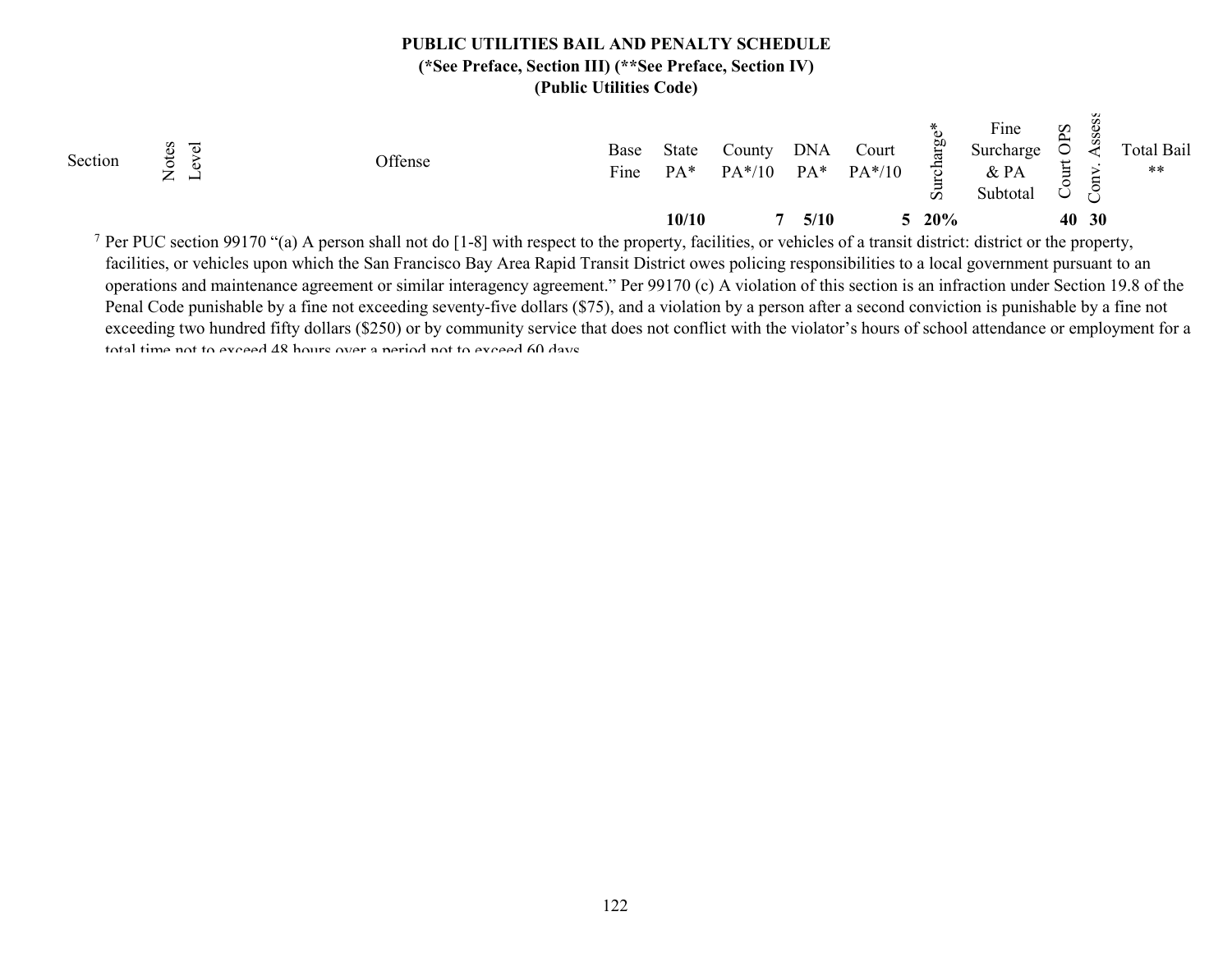# PUBLIC UTILITIES BAIL AND PENALTY SCHEDULE

**(*See Preface, Section III) (**See Preface, Section IV)**
**(Public Utilities Code)**

| Section | Notes | Level | Offense | Base Fine | State PA* | County PA*/10 | DNA PA* | Court PA*/10 | Surcharge* | Fine Surcharge & PA Subtotal | Court OPS | Conv. Assess | Total Bail ** |
|---|---|---|---|---|---|---|---|---|---|---|---|---|---|
| | | | | | 10/10 | 7 | 5/10 | 5 | 20% | | 40 | 30 | |

[7] Per PUC section 99170 "(a) A person shall not do [1-8] with respect to the property, facilities, or vehicles of a transit district: district or the property, facilities, or vehicles upon which the San Francisco Bay Area Rapid Transit District owes policing responsibilities to a local government pursuant to an operations and maintenance agreement or similar interagency agreement." Per 99170 (c) A violation of this section is an infraction under Section 19.8 of the Penal Code punishable by a fine not exceeding seventy-five dollars ($75), and a violation by a person after a second conviction is punishable by a fine not exceeding two hundred fifty dollars ($250) or by community service that does not conflict with the violator's hours of school attendance or employment for a total time not to exceed 48 hours over a period not to exceed 60 days.